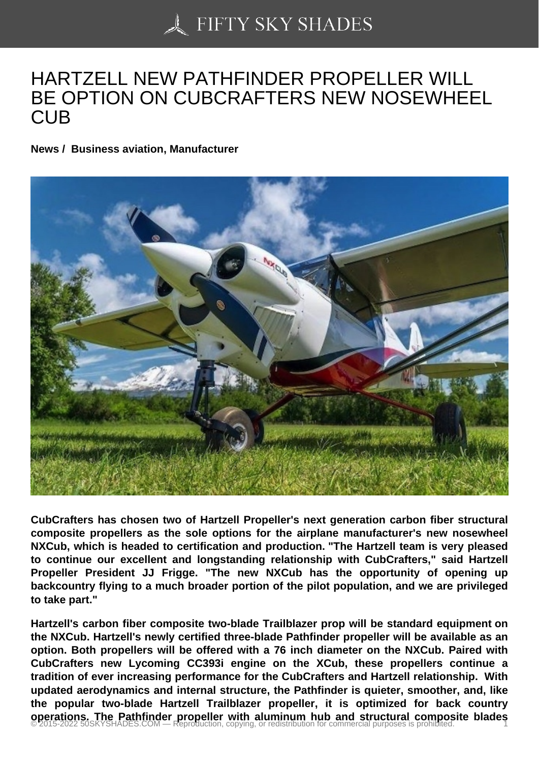# HARTZELL NEW PATHFINDER PROPELLER WILL BE OPTION ON CUBCRAFTERS NEW NOSEWHEEL CUB

**News / Business aviation, Manufacturer**

**CubCrafters has chosen two of Hartzell Propeller's next generation carbon fiber structural composite propellers as the sole options for the airplane manufacturer's new nosewheel NXCub, which is headed to certification and production. "The Hartzell team is very pleased to continue our excellent and longstanding relationship with CubCrafters," said Hartzell Propeller President JJ Frigge. "The new NXCub has the opportunity of opening up backcountry flying to a much broader portion of the pilot population, and we are privileged to take part."**

**Hartzell's carbon fiber composite two-blade Trailblazer prop will be standard equipment on the NXCub. Hartzell's newly certified three-blade Pathfinder propeller will be available as an option. Both propellers will be offered with a 76 inch diameter on the NXCub. Paired with CubCrafters new Lycoming CC393i engine on the XCub, these propellers continue a tradition of ever increasing performance for the CubCrafters and Hartzell relationship. With updated aerodynamics and internal structure, the Pathfinder is quieter, smoother, and, like the popular two-blade Hartzell Trailblazer propeller, it is optimized for back country operations. The Pathfinder propeller with aluminum hub and structural composite blades**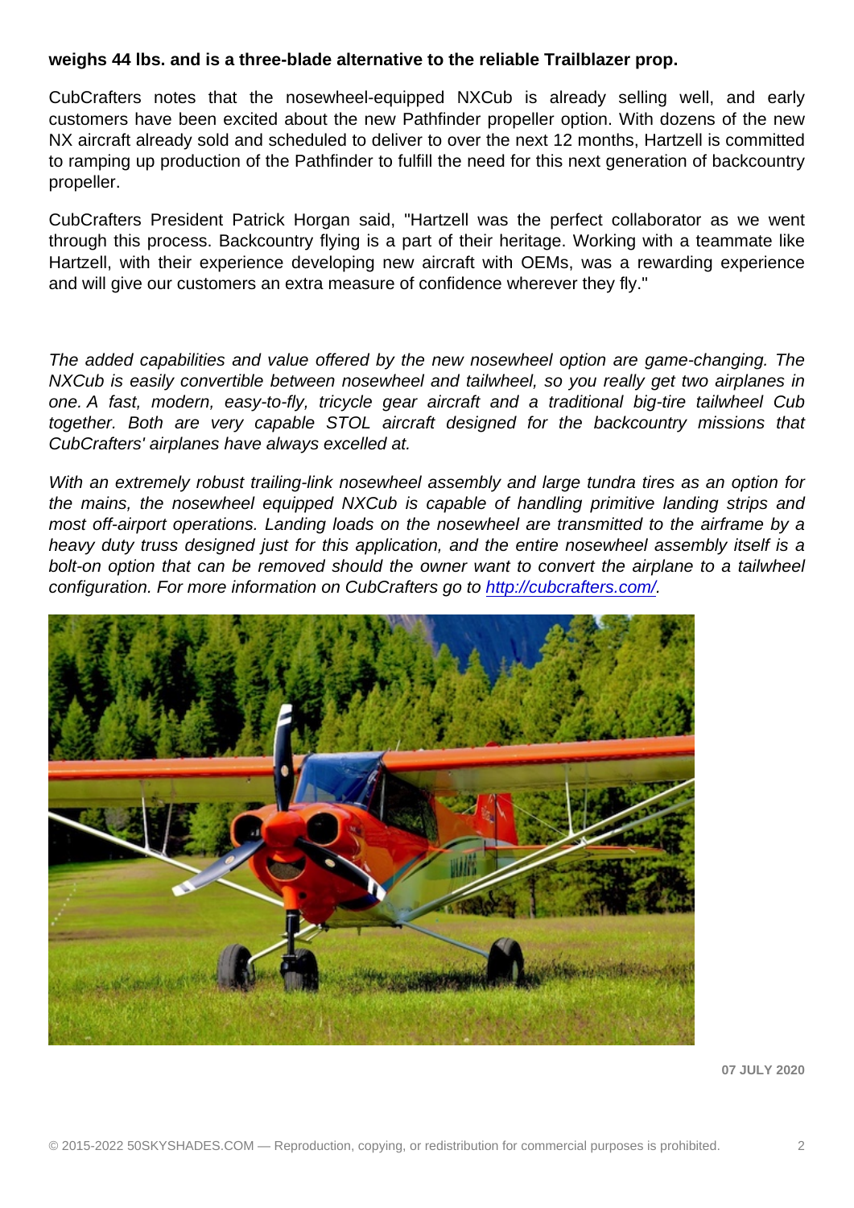**weighs 44 lbs. and is a three-blade alternative to the reliable Trailblazer prop.**

CubCrafters notes that the nosewheel-equipped NXCub is already selling well, and early customers have been excited about the new Pathfinder propeller option. With dozens of the new NX aircraft already sold and scheduled to deliver to over the next 12 months, Hartzell is committed to ramping up production of the Pathfinder to fulfill the need for this next generation of backcountry propeller.

CubCrafters President Patrick Horgan said, "Hartzell was the perfect collaborator as we went through this process. Backcountry flying is a part of their heritage. Working with a teammate like Hartzell, with their experience developing new aircraft with OEMs, was a rewarding experience and will give our customers an extra measure of confidence wherever they fly."

*The added capabilities and value offered by the new nosewheel option are game-changing. The NXCub is easily convertible between nosewheel and tailwheel, so you really get two airplanes in one. A fast, modern, easy-to-fly, tricycle gear aircraft and a traditional big-tire tailwheel Cub together. Both are very capable STOL aircraft designed for the backcountry missions that CubCrafters' airplanes have always excelled at.*

*With an extremely robust trailing-link nosewheel assembly and large tundra tires as an option for the mains, the nosewheel equipped NXCub is capable of handling primitive landing strips and most off-airport operations. Landing loads on the nosewheel are transmitted to the airframe by a heavy duty truss designed just for this application, and the entire nosewheel assembly itself is a bolt-on option that can be removed should the owner want to convert the airplane to a tailwheel configuration. For more information on CubCrafters go to [http://cubcrafters.com/](http://cubcrafters.com/).*

**07 JULY 2020**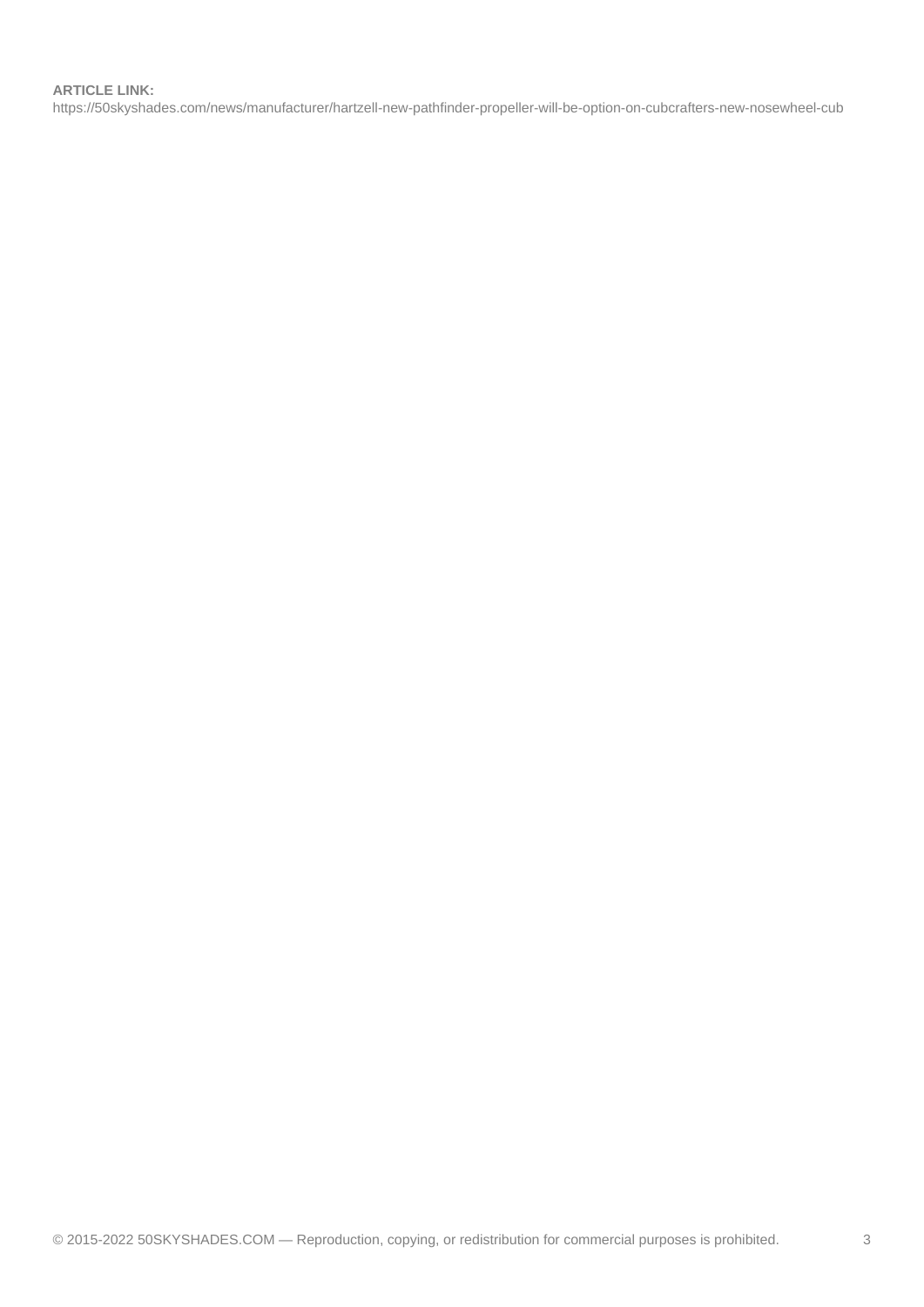**ARTICLE LINK:**
https://50skyshades.com/news/manufacturer/hartzell-new-pathfinder-propeller-will-be-option-on-cubcrafters-new-nosewheel-cub